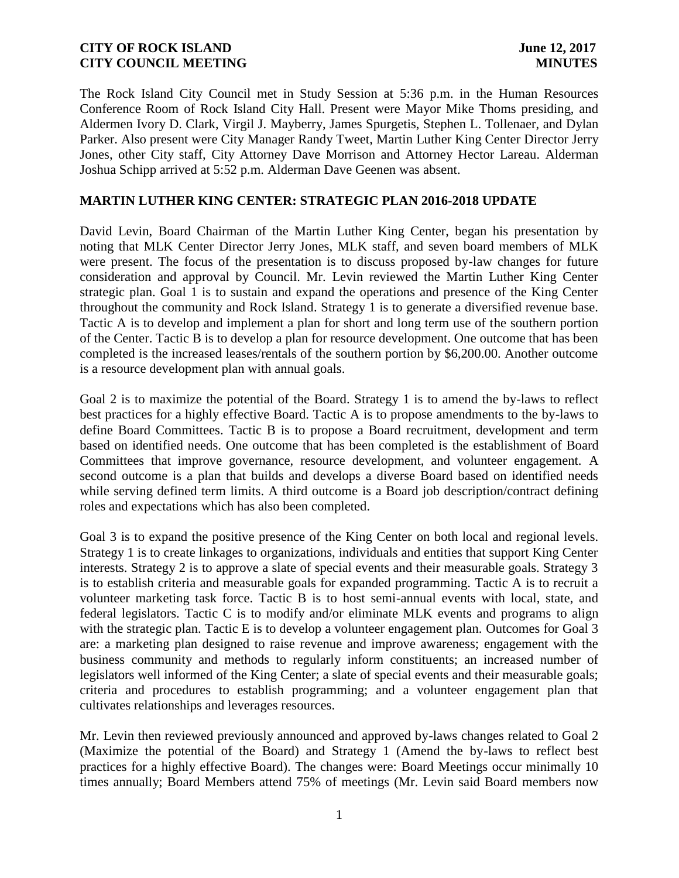**CITY OF ROCK ISLAND** **June 12, 2017**
**CITY COUNCIL MEETING** **MINUTES**

The Rock Island City Council met in Study Session at 5:36 p.m. in the Human Resources Conference Room of Rock Island City Hall. Present were Mayor Mike Thoms presiding, and Aldermen Ivory D. Clark, Virgil J. Mayberry, James Spurgetis, Stephen L. Tollenaer, and Dylan Parker. Also present were City Manager Randy Tweet, Martin Luther King Center Director Jerry Jones, other City staff, City Attorney Dave Morrison and Attorney Hector Lareau. Alderman Joshua Schipp arrived at 5:52 p.m. Alderman Dave Geenen was absent.

## MARTIN LUTHER KING CENTER: STRATEGIC PLAN 2016-2018 UPDATE

David Levin, Board Chairman of the Martin Luther King Center, began his presentation by noting that MLK Center Director Jerry Jones, MLK staff, and seven board members of MLK were present. The focus of the presentation is to discuss proposed by-law changes for future consideration and approval by Council. Mr. Levin reviewed the Martin Luther King Center strategic plan. Goal 1 is to sustain and expand the operations and presence of the King Center throughout the community and Rock Island. Strategy 1 is to generate a diversified revenue base. Tactic A is to develop and implement a plan for short and long term use of the southern portion of the Center. Tactic B is to develop a plan for resource development. One outcome that has been completed is the increased leases/rentals of the southern portion by $6,200.00. Another outcome is a resource development plan with annual goals.

Goal 2 is to maximize the potential of the Board. Strategy 1 is to amend the by-laws to reflect best practices for a highly effective Board. Tactic A is to propose amendments to the by-laws to define Board Committees. Tactic B is to propose a Board recruitment, development and term based on identified needs. One outcome that has been completed is the establishment of Board Committees that improve governance, resource development, and volunteer engagement. A second outcome is a plan that builds and develops a diverse Board based on identified needs while serving defined term limits. A third outcome is a Board job description/contract defining roles and expectations which has also been completed.

Goal 3 is to expand the positive presence of the King Center on both local and regional levels. Strategy 1 is to create linkages to organizations, individuals and entities that support King Center interests. Strategy 2 is to approve a slate of special events and their measurable goals. Strategy 3 is to establish criteria and measurable goals for expanded programming. Tactic A is to recruit a volunteer marketing task force. Tactic B is to host semi-annual events with local, state, and federal legislators. Tactic C is to modify and/or eliminate MLK events and programs to align with the strategic plan. Tactic E is to develop a volunteer engagement plan. Outcomes for Goal 3 are: a marketing plan designed to raise revenue and improve awareness; engagement with the business community and methods to regularly inform constituents; an increased number of legislators well informed of the King Center; a slate of special events and their measurable goals; criteria and procedures to establish programming; and a volunteer engagement plan that cultivates relationships and leverages resources.

Mr. Levin then reviewed previously announced and approved by-laws changes related to Goal 2 (Maximize the potential of the Board) and Strategy 1 (Amend the by-laws to reflect best practices for a highly effective Board). The changes were: Board Meetings occur minimally 10 times annually; Board Members attend 75% of meetings (Mr. Levin said Board members now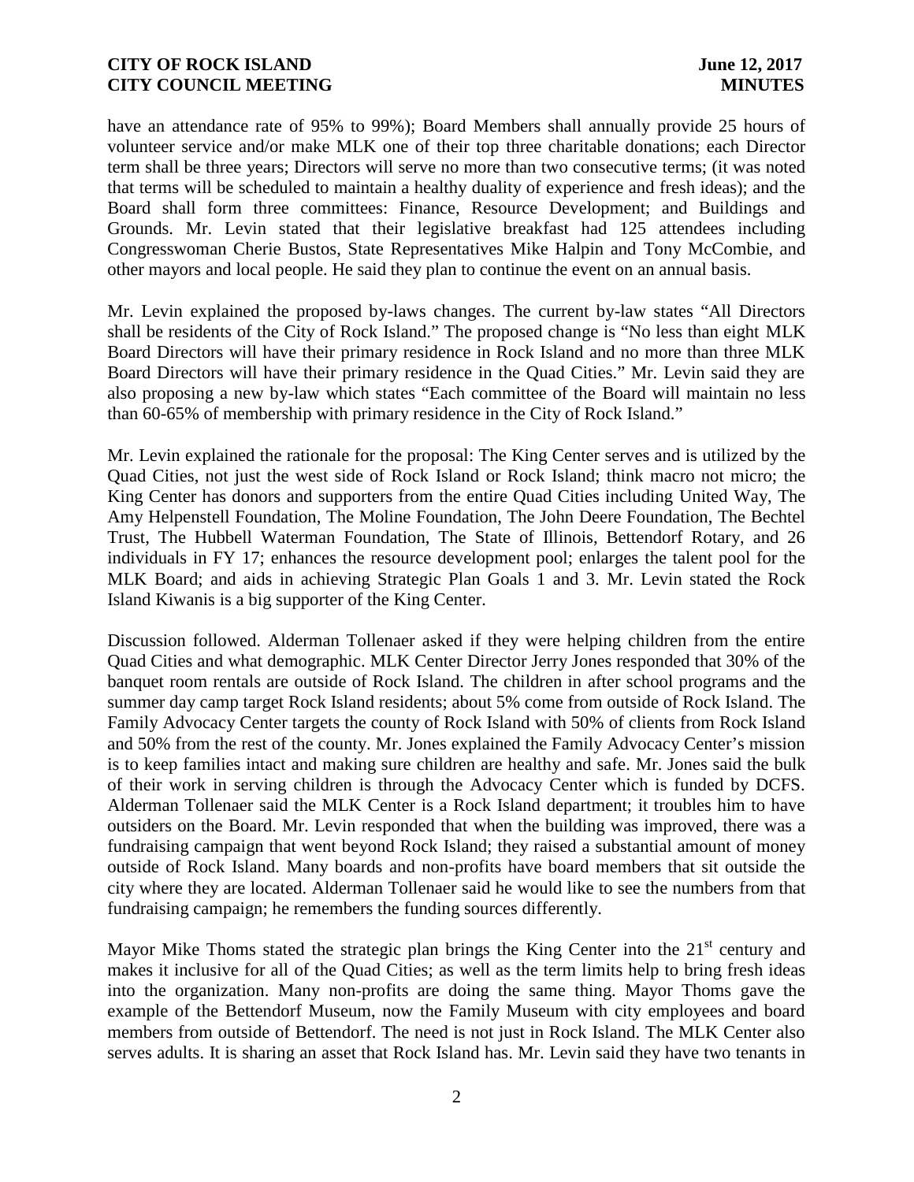have an attendance rate of 95% to 99%); Board Members shall annually provide 25 hours of volunteer service and/or make MLK one of their top three charitable donations; each Director term shall be three years; Directors will serve no more than two consecutive terms; (it was noted that terms will be scheduled to maintain a healthy duality of experience and fresh ideas); and the Board shall form three committees: Finance, Resource Development; and Buildings and Grounds. Mr. Levin stated that their legislative breakfast had 125 attendees including Congresswoman Cherie Bustos, State Representatives Mike Halpin and Tony McCombie, and other mayors and local people. He said they plan to continue the event on an annual basis.

Mr. Levin explained the proposed by-laws changes. The current by-law states "All Directors shall be residents of the City of Rock Island." The proposed change is "No less than eight MLK Board Directors will have their primary residence in Rock Island and no more than three MLK Board Directors will have their primary residence in the Quad Cities." Mr. Levin said they are also proposing a new by-law which states "Each committee of the Board will maintain no less than 60-65% of membership with primary residence in the City of Rock Island."

Mr. Levin explained the rationale for the proposal: The King Center serves and is utilized by the Quad Cities, not just the west side of Rock Island or Rock Island; think macro not micro; the King Center has donors and supporters from the entire Quad Cities including United Way, The Amy Helpenstell Foundation, The Moline Foundation, The John Deere Foundation, The Bechtel Trust, The Hubbell Waterman Foundation, The State of Illinois, Bettendorf Rotary, and 26 individuals in FY 17; enhances the resource development pool; enlarges the talent pool for the MLK Board; and aids in achieving Strategic Plan Goals 1 and 3. Mr. Levin stated the Rock Island Kiwanis is a big supporter of the King Center.

Discussion followed. Alderman Tollenaer asked if they were helping children from the entire Quad Cities and what demographic. MLK Center Director Jerry Jones responded that 30% of the banquet room rentals are outside of Rock Island. The children in after school programs and the summer day camp target Rock Island residents; about 5% come from outside of Rock Island. The Family Advocacy Center targets the county of Rock Island with 50% of clients from Rock Island and 50% from the rest of the county. Mr. Jones explained the Family Advocacy Center's mission is to keep families intact and making sure children are healthy and safe. Mr. Jones said the bulk of their work in serving children is through the Advocacy Center which is funded by DCFS. Alderman Tollenaer said the MLK Center is a Rock Island department; it troubles him to have outsiders on the Board. Mr. Levin responded that when the building was improved, there was a fundraising campaign that went beyond Rock Island; they raised a substantial amount of money outside of Rock Island. Many boards and non-profits have board members that sit outside the city where they are located. Alderman Tollenaer said he would like to see the numbers from that fundraising campaign; he remembers the funding sources differently.

Mayor Mike Thoms stated the strategic plan brings the King Center into the 21st century and makes it inclusive for all of the Quad Cities; as well as the term limits help to bring fresh ideas into the organization. Many non-profits are doing the same thing. Mayor Thoms gave the example of the Bettendorf Museum, now the Family Museum with city employees and board members from outside of Bettendorf. The need is not just in Rock Island. The MLK Center also serves adults. It is sharing an asset that Rock Island has. Mr. Levin said they have two tenants in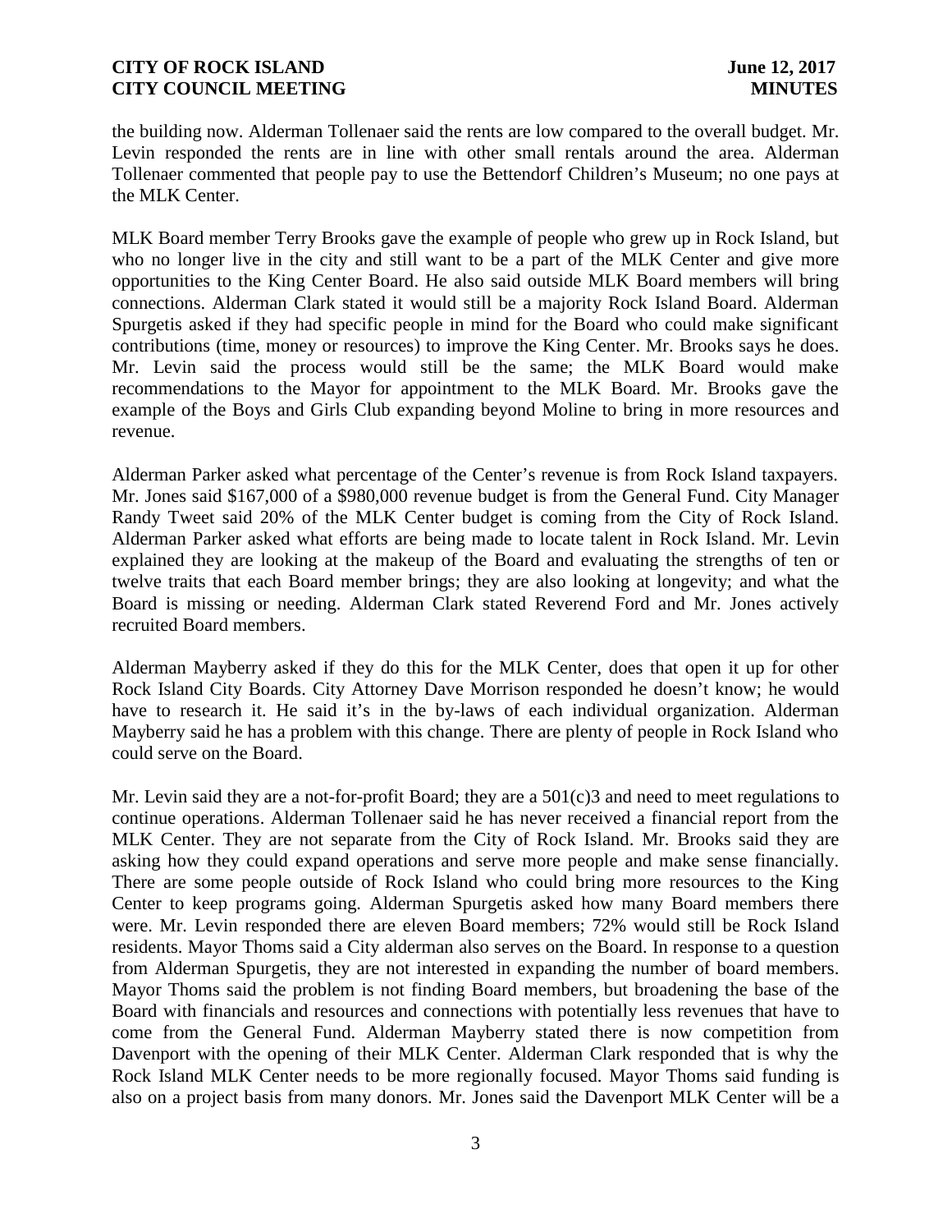the building now. Alderman Tollenaer said the rents are low compared to the overall budget. Mr. Levin responded the rents are in line with other small rentals around the area. Alderman Tollenaer commented that people pay to use the Bettendorf Children's Museum; no one pays at the MLK Center.

MLK Board member Terry Brooks gave the example of people who grew up in Rock Island, but who no longer live in the city and still want to be a part of the MLK Center and give more opportunities to the King Center Board. He also said outside MLK Board members will bring connections. Alderman Clark stated it would still be a majority Rock Island Board. Alderman Spurgetis asked if they had specific people in mind for the Board who could make significant contributions (time, money or resources) to improve the King Center. Mr. Brooks says he does. Mr. Levin said the process would still be the same; the MLK Board would make recommendations to the Mayor for appointment to the MLK Board. Mr. Brooks gave the example of the Boys and Girls Club expanding beyond Moline to bring in more resources and revenue.

Alderman Parker asked what percentage of the Center's revenue is from Rock Island taxpayers. Mr. Jones said $167,000 of a $980,000 revenue budget is from the General Fund. City Manager Randy Tweet said 20% of the MLK Center budget is coming from the City of Rock Island. Alderman Parker asked what efforts are being made to locate talent in Rock Island. Mr. Levin explained they are looking at the makeup of the Board and evaluating the strengths of ten or twelve traits that each Board member brings; they are also looking at longevity; and what the Board is missing or needing. Alderman Clark stated Reverend Ford and Mr. Jones actively recruited Board members.

Alderman Mayberry asked if they do this for the MLK Center, does that open it up for other Rock Island City Boards. City Attorney Dave Morrison responded he doesn't know; he would have to research it. He said it's in the by-laws of each individual organization. Alderman Mayberry said he has a problem with this change. There are plenty of people in Rock Island who could serve on the Board.

Mr. Levin said they are a not-for-profit Board; they are a 501(c)3 and need to meet regulations to continue operations. Alderman Tollenaer said he has never received a financial report from the MLK Center. They are not separate from the City of Rock Island. Mr. Brooks said they are asking how they could expand operations and serve more people and make sense financially. There are some people outside of Rock Island who could bring more resources to the King Center to keep programs going. Alderman Spurgetis asked how many Board members there were. Mr. Levin responded there are eleven Board members; 72% would still be Rock Island residents. Mayor Thoms said a City alderman also serves on the Board. In response to a question from Alderman Spurgetis, they are not interested in expanding the number of board members. Mayor Thoms said the problem is not finding Board members, but broadening the base of the Board with financials and resources and connections with potentially less revenues that have to come from the General Fund. Alderman Mayberry stated there is now competition from Davenport with the opening of their MLK Center. Alderman Clark responded that is why the Rock Island MLK Center needs to be more regionally focused. Mayor Thoms said funding is also on a project basis from many donors. Mr. Jones said the Davenport MLK Center will be a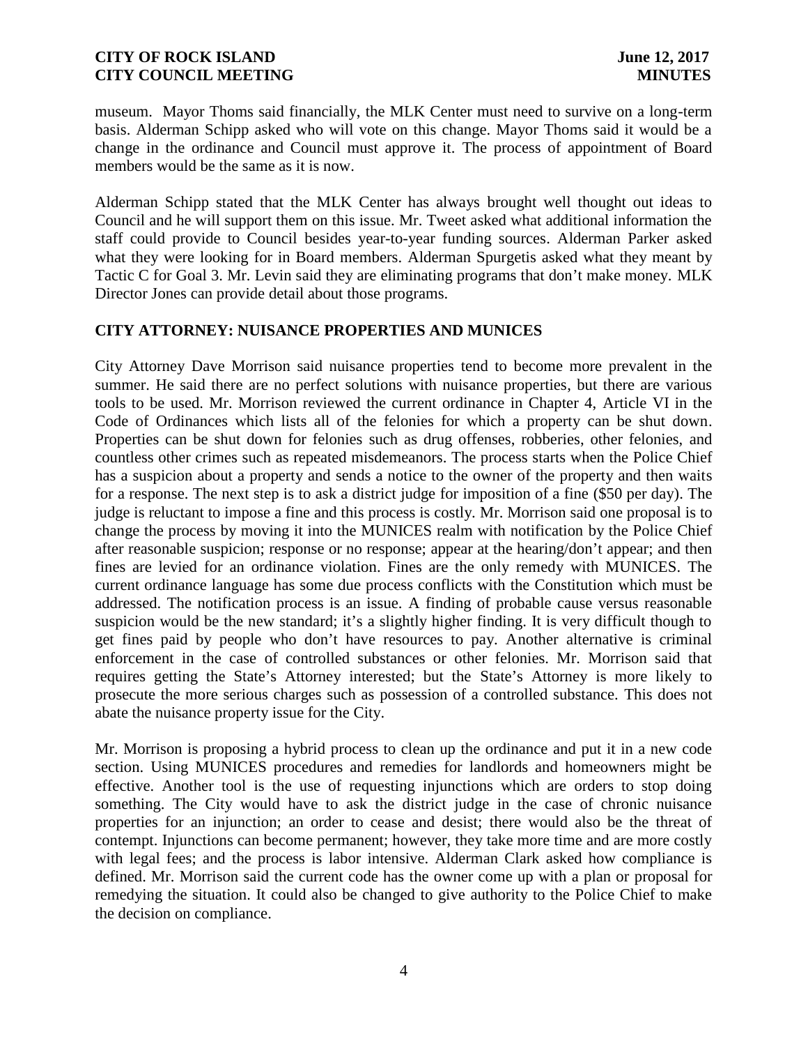museum. Mayor Thoms said financially, the MLK Center must need to survive on a long-term basis. Alderman Schipp asked who will vote on this change. Mayor Thoms said it would be a change in the ordinance and Council must approve it. The process of appointment of Board members would be the same as it is now.

Alderman Schipp stated that the MLK Center has always brought well thought out ideas to Council and he will support them on this issue. Mr. Tweet asked what additional information the staff could provide to Council besides year-to-year funding sources. Alderman Parker asked what they were looking for in Board members. Alderman Spurgetis asked what they meant by Tactic C for Goal 3. Mr. Levin said they are eliminating programs that don't make money. MLK Director Jones can provide detail about those programs.

## CITY ATTORNEY: NUISANCE PROPERTIES AND MUNICES

City Attorney Dave Morrison said nuisance properties tend to become more prevalent in the summer. He said there are no perfect solutions with nuisance properties, but there are various tools to be used. Mr. Morrison reviewed the current ordinance in Chapter 4, Article VI in the Code of Ordinances which lists all of the felonies for which a property can be shut down. Properties can be shut down for felonies such as drug offenses, robberies, other felonies, and countless other crimes such as repeated misdemeanors. The process starts when the Police Chief has a suspicion about a property and sends a notice to the owner of the property and then waits for a response. The next step is to ask a district judge for imposition of a fine ($50 per day). The judge is reluctant to impose a fine and this process is costly. Mr. Morrison said one proposal is to change the process by moving it into the MUNICES realm with notification by the Police Chief after reasonable suspicion; response or no response; appear at the hearing/don't appear; and then fines are levied for an ordinance violation. Fines are the only remedy with MUNICES. The current ordinance language has some due process conflicts with the Constitution which must be addressed. The notification process is an issue. A finding of probable cause versus reasonable suspicion would be the new standard; it's a slightly higher finding. It is very difficult though to get fines paid by people who don't have resources to pay. Another alternative is criminal enforcement in the case of controlled substances or other felonies. Mr. Morrison said that requires getting the State's Attorney interested; but the State's Attorney is more likely to prosecute the more serious charges such as possession of a controlled substance. This does not abate the nuisance property issue for the City.

Mr. Morrison is proposing a hybrid process to clean up the ordinance and put it in a new code section. Using MUNICES procedures and remedies for landlords and homeowners might be effective. Another tool is the use of requesting injunctions which are orders to stop doing something. The City would have to ask the district judge in the case of chronic nuisance properties for an injunction; an order to cease and desist; there would also be the threat of contempt. Injunctions can become permanent; however, they take more time and are more costly with legal fees; and the process is labor intensive. Alderman Clark asked how compliance is defined. Mr. Morrison said the current code has the owner come up with a plan or proposal for remedying the situation. It could also be changed to give authority to the Police Chief to make the decision on compliance.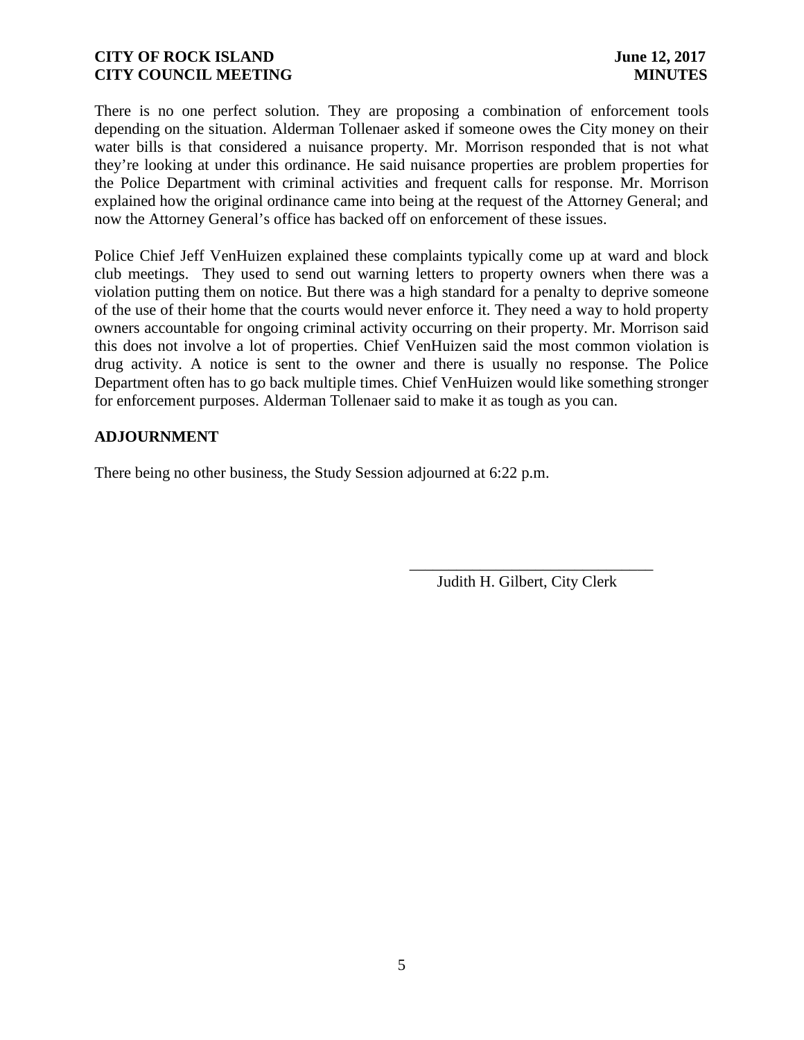There is no one perfect solution. They are proposing a combination of enforcement tools depending on the situation. Alderman Tollenaer asked if someone owes the City money on their water bills is that considered a nuisance property. Mr. Morrison responded that is not what they're looking at under this ordinance. He said nuisance properties are problem properties for the Police Department with criminal activities and frequent calls for response. Mr. Morrison explained how the original ordinance came into being at the request of the Attorney General; and now the Attorney General's office has backed off on enforcement of these issues.

Police Chief Jeff VenHuizen explained these complaints typically come up at ward and block club meetings. They used to send out warning letters to property owners when there was a violation putting them on notice. But there was a high standard for a penalty to deprive someone of the use of their home that the courts would never enforce it. They need a way to hold property owners accountable for ongoing criminal activity occurring on their property. Mr. Morrison said this does not involve a lot of properties. Chief VenHuizen said the most common violation is drug activity. A notice is sent to the owner and there is usually no response. The Police Department often has to go back multiple times. Chief VenHuizen would like something stronger for enforcement purposes. Alderman Tollenaer said to make it as tough as you can.

**ADJOURNMENT**

There being no other business, the Study Session adjourned at 6:22 p.m.

\_\_\_\_\_\_\_\_\_\_\_\_\_\_\_\_\_\_\_\_\_\_\_\_\_\_\_\_\_\_
Judith H. Gilbert, City Clerk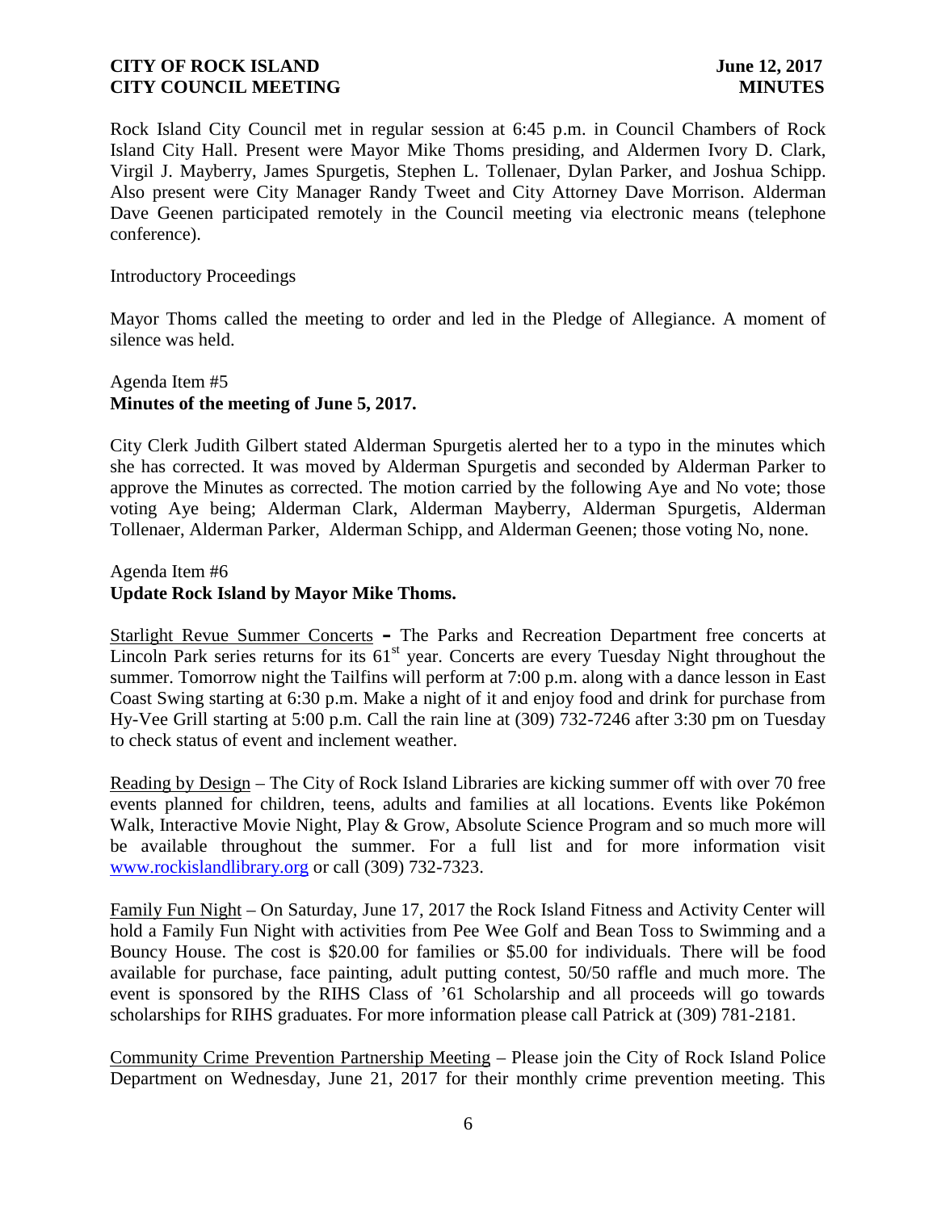Rock Island City Council met in regular session at 6:45 p.m. in Council Chambers of Rock Island City Hall. Present were Mayor Mike Thoms presiding, and Aldermen Ivory D. Clark, Virgil J. Mayberry, James Spurgetis, Stephen L. Tollenaer, Dylan Parker, and Joshua Schipp. Also present were City Manager Randy Tweet and City Attorney Dave Morrison. Alderman Dave Geenen participated remotely in the Council meeting via electronic means (telephone conference).

Introductory Proceedings

Mayor Thoms called the meeting to order and led in the Pledge of Allegiance. A moment of silence was held.

Agenda Item #5
**Minutes of the meeting of June 5, 2017.**

City Clerk Judith Gilbert stated Alderman Spurgetis alerted her to a typo in the minutes which she has corrected. It was moved by Alderman Spurgetis and seconded by Alderman Parker to approve the Minutes as corrected. The motion carried by the following Aye and No vote; those voting Aye being; Alderman Clark, Alderman Mayberry, Alderman Spurgetis, Alderman Tollenaer, Alderman Parker, Alderman Schipp, and Alderman Geenen; those voting No, none.

Agenda Item #6
**Update Rock Island by Mayor Mike Thoms.**

Starlight Revue Summer Concerts – The Parks and Recreation Department free concerts at Lincoln Park series returns for its 61st year. Concerts are every Tuesday Night throughout the summer. Tomorrow night the Tailfins will perform at 7:00 p.m. along with a dance lesson in East Coast Swing starting at 6:30 p.m. Make a night of it and enjoy food and drink for purchase from Hy-Vee Grill starting at 5:00 p.m. Call the rain line at (309) 732-7246 after 3:30 pm on Tuesday to check status of event and inclement weather.

Reading by Design – The City of Rock Island Libraries are kicking summer off with over 70 free events planned for children, teens, adults and families at all locations. Events like Pokémon Walk, Interactive Movie Night, Play & Grow, Absolute Science Program and so much more will be available throughout the summer. For a full list and for more information visit www.rockislandlibrary.org or call (309) 732-7323.

Family Fun Night – On Saturday, June 17, 2017 the Rock Island Fitness and Activity Center will hold a Family Fun Night with activities from Pee Wee Golf and Bean Toss to Swimming and a Bouncy House. The cost is $20.00 for families or $5.00 for individuals. There will be food available for purchase, face painting, adult putting contest, 50/50 raffle and much more. The event is sponsored by the RIHS Class of '61 Scholarship and all proceeds will go towards scholarships for RIHS graduates. For more information please call Patrick at (309) 781-2181.

Community Crime Prevention Partnership Meeting – Please join the City of Rock Island Police Department on Wednesday, June 21, 2017 for their monthly crime prevention meeting. This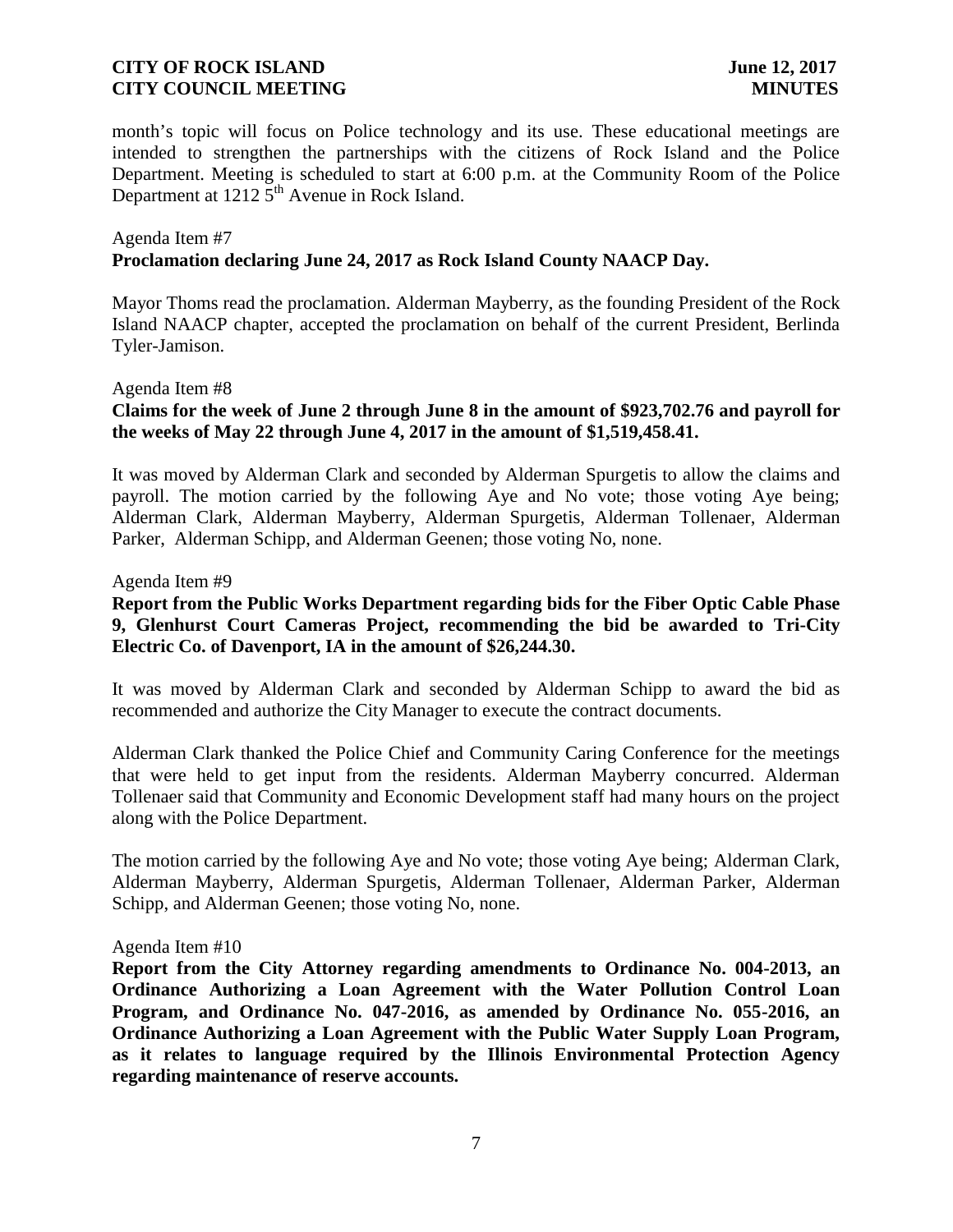month's topic will focus on Police technology and its use. These educational meetings are intended to strengthen the partnerships with the citizens of Rock Island and the Police Department. Meeting is scheduled to start at 6:00 p.m. at the Community Room of the Police Department at 1212 5th Avenue in Rock Island.

Agenda Item #7
**Proclamation declaring June 24, 2017 as Rock Island County NAACP Day.**

Mayor Thoms read the proclamation. Alderman Mayberry, as the founding President of the Rock Island NAACP chapter, accepted the proclamation on behalf of the current President, Berlinda Tyler-Jamison.

Agenda Item #8
**Claims for the week of June 2 through June 8 in the amount of $923,702.76 and payroll for the weeks of May 22 through June 4, 2017 in the amount of $1,519,458.41.**

It was moved by Alderman Clark and seconded by Alderman Spurgetis to allow the claims and payroll. The motion carried by the following Aye and No vote; those voting Aye being; Alderman Clark, Alderman Mayberry, Alderman Spurgetis, Alderman Tollenaer, Alderman Parker, Alderman Schipp, and Alderman Geenen; those voting No, none.

Agenda Item #9
**Report from the Public Works Department regarding bids for the Fiber Optic Cable Phase 9, Glenhurst Court Cameras Project, recommending the bid be awarded to Tri-City Electric Co. of Davenport, IA in the amount of $26,244.30.**

It was moved by Alderman Clark and seconded by Alderman Schipp to award the bid as recommended and authorize the City Manager to execute the contract documents.

Alderman Clark thanked the Police Chief and Community Caring Conference for the meetings that were held to get input from the residents. Alderman Mayberry concurred. Alderman Tollenaer said that Community and Economic Development staff had many hours on the project along with the Police Department.

The motion carried by the following Aye and No vote; those voting Aye being; Alderman Clark, Alderman Mayberry, Alderman Spurgetis, Alderman Tollenaer, Alderman Parker, Alderman Schipp, and Alderman Geenen; those voting No, none.

Agenda Item #10
**Report from the City Attorney regarding amendments to Ordinance No. 004-2013, an Ordinance Authorizing a Loan Agreement with the Water Pollution Control Loan Program, and Ordinance No. 047-2016, as amended by Ordinance No. 055-2016, an Ordinance Authorizing a Loan Agreement with the Public Water Supply Loan Program, as it relates to language required by the Illinois Environmental Protection Agency regarding maintenance of reserve accounts.**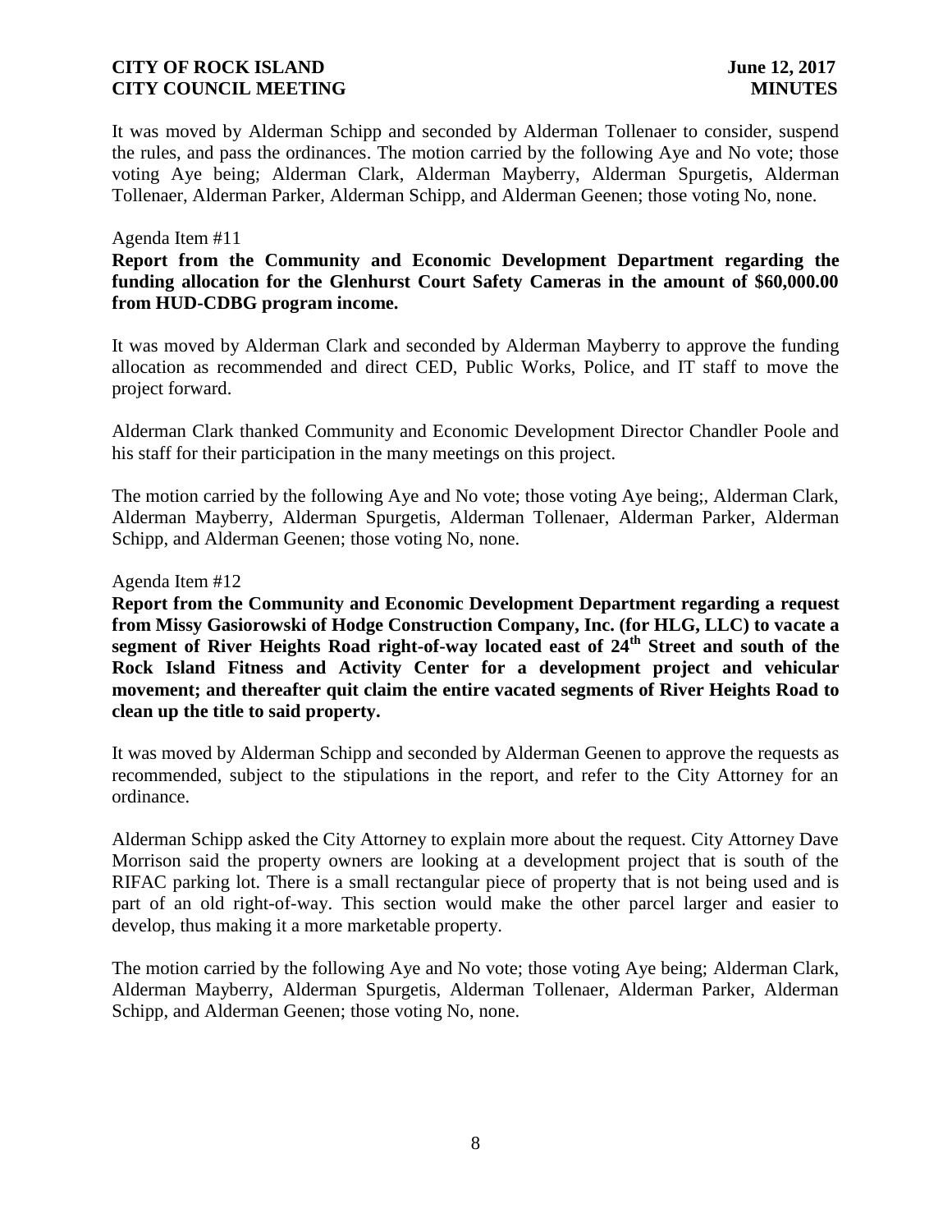It was moved by Alderman Schipp and seconded by Alderman Tollenaer to consider, suspend the rules, and pass the ordinances. The motion carried by the following Aye and No vote; those voting Aye being; Alderman Clark, Alderman Mayberry, Alderman Spurgetis, Alderman Tollenaer, Alderman Parker, Alderman Schipp, and Alderman Geenen; those voting No, none.

Agenda Item #11

**Report from the Community and Economic Development Department regarding the funding allocation for the Glenhurst Court Safety Cameras in the amount of $60,000.00 from HUD-CDBG program income.**

It was moved by Alderman Clark and seconded by Alderman Mayberry to approve the funding allocation as recommended and direct CED, Public Works, Police, and IT staff to move the project forward.

Alderman Clark thanked Community and Economic Development Director Chandler Poole and his staff for their participation in the many meetings on this project.

The motion carried by the following Aye and No vote; those voting Aye being;, Alderman Clark, Alderman Mayberry, Alderman Spurgetis, Alderman Tollenaer, Alderman Parker, Alderman Schipp, and Alderman Geenen; those voting No, none.

Agenda Item #12

**Report from the Community and Economic Development Department regarding a request from Missy Gasiorowski of Hodge Construction Company, Inc. (for HLG, LLC) to vacate a segment of River Heights Road right-of-way located east of 24th Street and south of the Rock Island Fitness and Activity Center for a development project and vehicular movement; and thereafter quit claim the entire vacated segments of River Heights Road to clean up the title to said property.**

It was moved by Alderman Schipp and seconded by Alderman Geenen to approve the requests as recommended, subject to the stipulations in the report, and refer to the City Attorney for an ordinance.

Alderman Schipp asked the City Attorney to explain more about the request. City Attorney Dave Morrison said the property owners are looking at a development project that is south of the RIFAC parking lot. There is a small rectangular piece of property that is not being used and is part of an old right-of-way. This section would make the other parcel larger and easier to develop, thus making it a more marketable property.

The motion carried by the following Aye and No vote; those voting Aye being; Alderman Clark, Alderman Mayberry, Alderman Spurgetis, Alderman Tollenaer, Alderman Parker, Alderman Schipp, and Alderman Geenen; those voting No, none.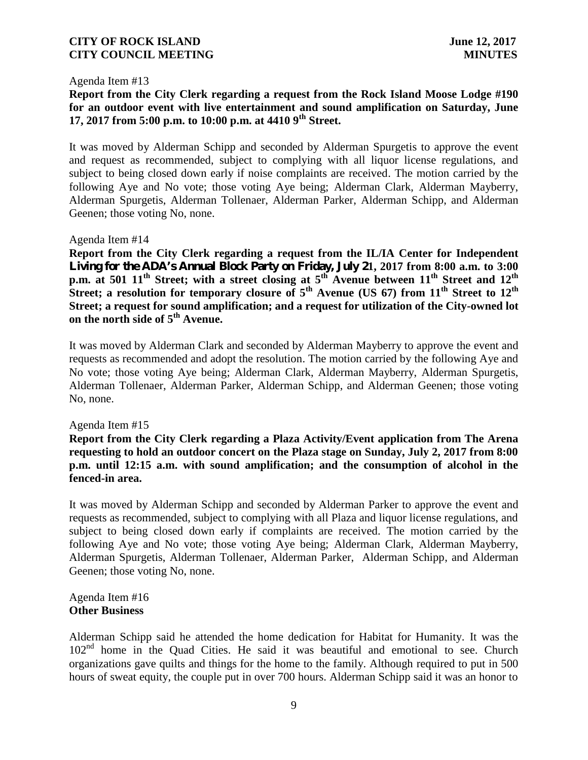Agenda Item #13

**Report from the City Clerk regarding a request from the Rock Island Moose Lodge #190 for an outdoor event with live entertainment and sound amplification on Saturday, June 17, 2017 from 5:00 p.m. to 10:00 p.m. at 4410 9th Street.**

It was moved by Alderman Schipp and seconded by Alderman Spurgetis to approve the event and request as recommended, subject to complying with all liquor license regulations, and subject to being closed down early if noise complaints are received. The motion carried by the following Aye and No vote; those voting Aye being; Alderman Clark, Alderman Mayberry, Alderman Spurgetis, Alderman Tollenaer, Alderman Parker, Alderman Schipp, and Alderman Geenen; those voting No, none.

Agenda Item #14

**Report from the City Clerk regarding a request from the IL/IA Center for Independent Living for the ADA's Annual Block Party on Friday, July 21, 2017 from 8:00 a.m. to 3:00 p.m. at 501 11th Street; with a street closing at 5th Avenue between 11th Street and 12th Street; a resolution for temporary closure of 5th Avenue (US 67) from 11th Street to 12th Street; a request for sound amplification; and a request for utilization of the City-owned lot on the north side of 5th Avenue.**

It was moved by Alderman Clark and seconded by Alderman Mayberry to approve the event and requests as recommended and adopt the resolution. The motion carried by the following Aye and No vote; those voting Aye being; Alderman Clark, Alderman Mayberry, Alderman Spurgetis, Alderman Tollenaer, Alderman Parker, Alderman Schipp, and Alderman Geenen; those voting No, none.

Agenda Item #15

**Report from the City Clerk regarding a Plaza Activity/Event application from The Arena requesting to hold an outdoor concert on the Plaza stage on Sunday, July 2, 2017 from 8:00 p.m. until 12:15 a.m. with sound amplification; and the consumption of alcohol in the fenced-in area.**

It was moved by Alderman Schipp and seconded by Alderman Parker to approve the event and requests as recommended, subject to complying with all Plaza and liquor license regulations, and subject to being closed down early if complaints are received. The motion carried by the following Aye and No vote; those voting Aye being; Alderman Clark, Alderman Mayberry, Alderman Spurgetis, Alderman Tollenaer, Alderman Parker, Alderman Schipp, and Alderman Geenen; those voting No, none.

Agenda Item #16

**Other Business**

Alderman Schipp said he attended the home dedication for Habitat for Humanity. It was the 102nd home in the Quad Cities. He said it was beautiful and emotional to see. Church organizations gave quilts and things for the home to the family. Although required to put in 500 hours of sweat equity, the couple put in over 700 hours. Alderman Schipp said it was an honor to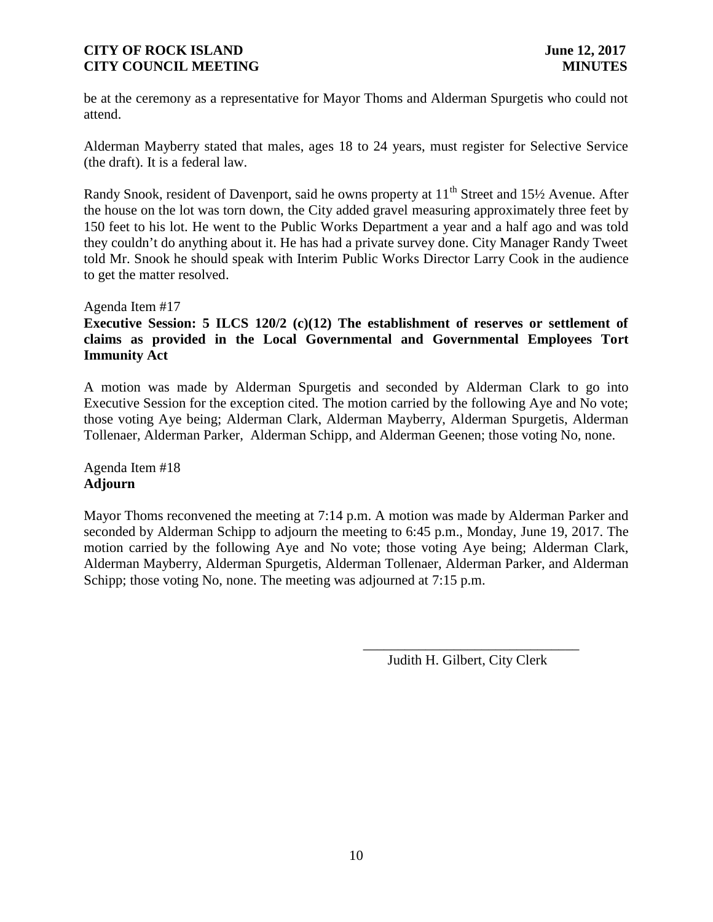be at the ceremony as a representative for Mayor Thoms and Alderman Spurgetis who could not attend.

Alderman Mayberry stated that males, ages 18 to 24 years, must register for Selective Service (the draft). It is a federal law.

Randy Snook, resident of Davenport, said he owns property at 11th Street and 15½ Avenue. After the house on the lot was torn down, the City added gravel measuring approximately three feet by 150 feet to his lot. He went to the Public Works Department a year and a half ago and was told they couldn't do anything about it. He has had a private survey done. City Manager Randy Tweet told Mr. Snook he should speak with Interim Public Works Director Larry Cook in the audience to get the matter resolved.

Agenda Item #17
**Executive Session: 5 ILCS 120/2 (c)(12) The establishment of reserves or settlement of claims as provided in the Local Governmental and Governmental Employees Tort Immunity Act**

A motion was made by Alderman Spurgetis and seconded by Alderman Clark to go into Executive Session for the exception cited. The motion carried by the following Aye and No vote; those voting Aye being; Alderman Clark, Alderman Mayberry, Alderman Spurgetis, Alderman Tollenaer, Alderman Parker, Alderman Schipp, and Alderman Geenen; those voting No, none.

Agenda Item #18
**Adjourn**

Mayor Thoms reconvened the meeting at 7:14 p.m. A motion was made by Alderman Parker and seconded by Alderman Schipp to adjourn the meeting to 6:45 p.m., Monday, June 19, 2017. The motion carried by the following Aye and No vote; those voting Aye being; Alderman Clark, Alderman Mayberry, Alderman Spurgetis, Alderman Tollenaer, Alderman Parker, and Alderman Schipp; those voting No, none. The meeting was adjourned at 7:15 p.m.

\_\_\_\_\_\_\_\_\_\_\_\_\_\_\_\_\_\_\_\_\_\_\_\_\_\_\_\_\_\_

Judith H. Gilbert, City Clerk